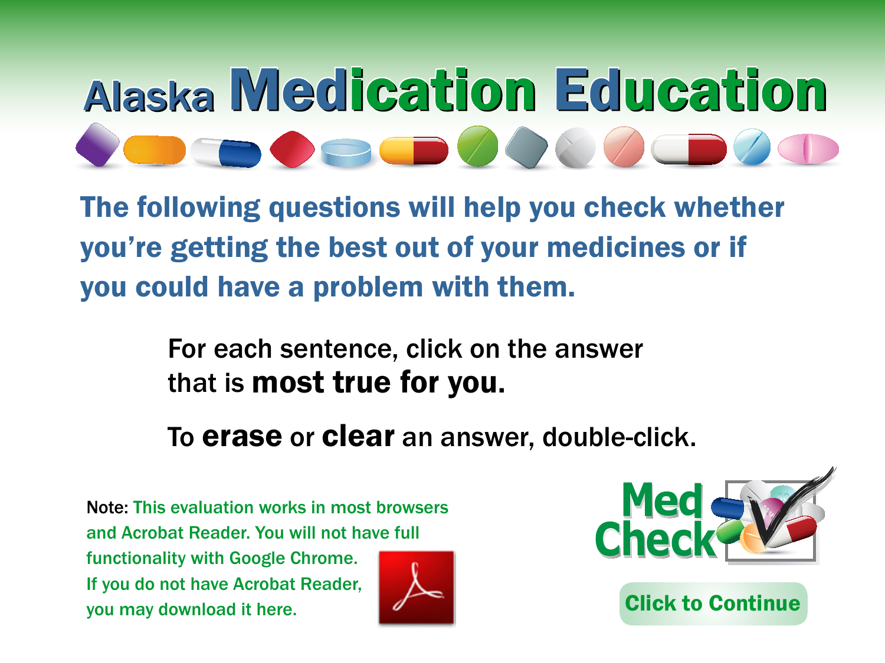# Alaska Medication Education

**The following questions will help you check whether you're getting the best out of your medicines or if you could have a problem with them.**

For each sentence, click on the answer that is **most true for you.**

To **erase** or **clear** an answer, double-click.

Note: This evaluation works in most browsers and Acrobat Reader. You will not have full functionality with Google Chrome. If you do not have Acrobat Reader, you may download it here.

Med Check

Click to Continue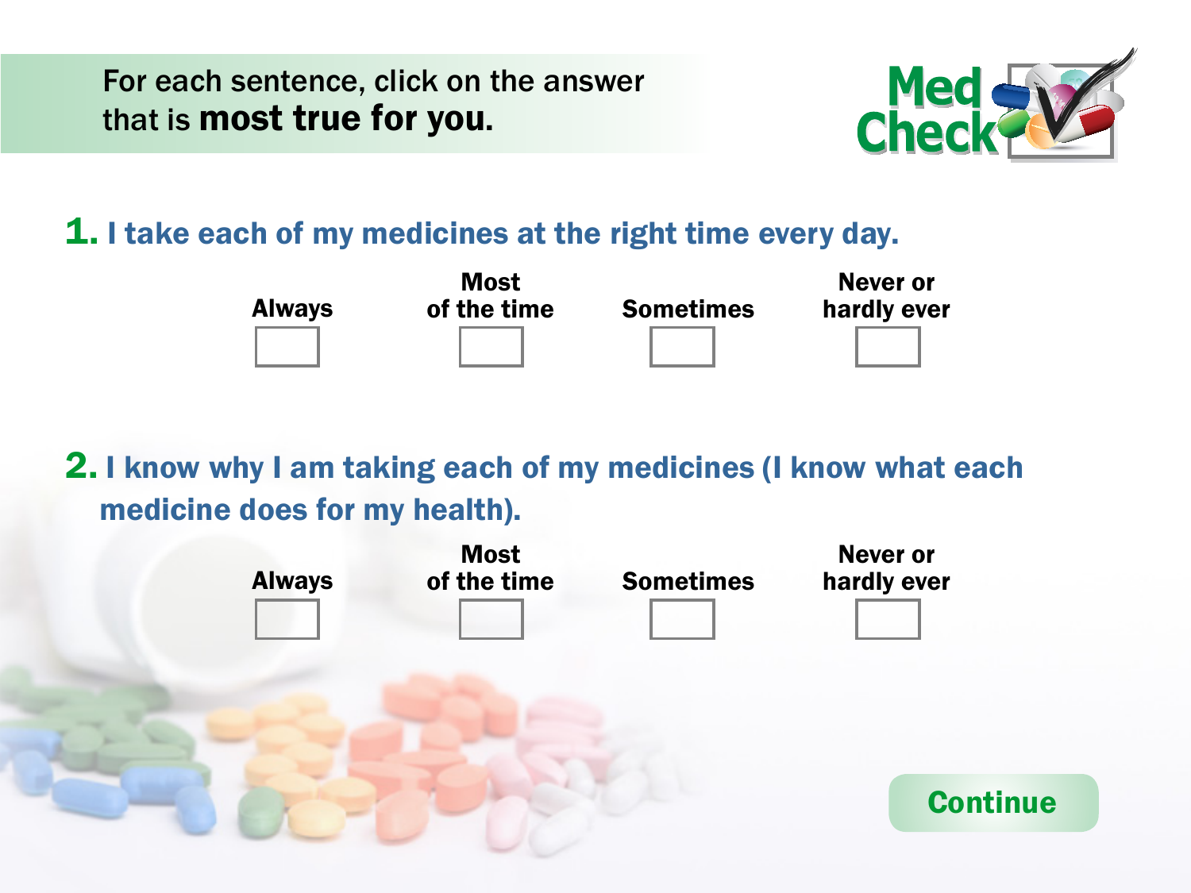For each sentence, click on the answer that is **most true for you.**

MedCheck

**1. I take each of my medicines at the right time every day.**

| Always | Most of the time | Sometimes | Never or hardly ever |
| --- | --- | --- | --- |
| ☐ | ☐ | ☐ | ☐ |

**2. I know why I am taking each of my medicines (I know what each medicine does for my health).**

| Always | Most of the time | Sometimes | Never or hardly ever |
| --- | --- | --- | --- |
| ☐ | ☐ | ☐ | ☐ |

Continue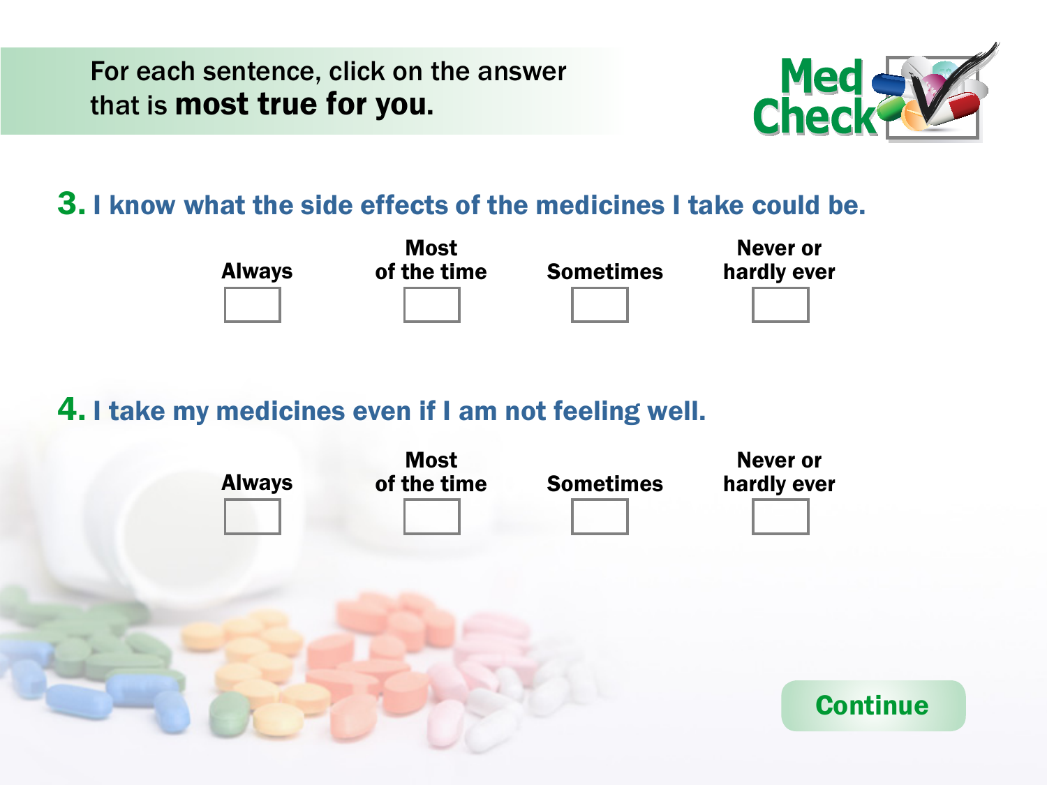For each sentence, click on the answer that is **most true for you.**

Med Check

**3. I know what the side effects of the medicines I take could be.**

| Always | Most of the time | Sometimes | Never or hardly ever |
|---|---|---|---|
| ☐ | ☐ | ☐ | ☐ |

**4. I take my medicines even if I am not feeling well.**

| Always | Most of the time | Sometimes | Never or hardly ever |
|---|---|---|---|
| ☐ | ☐ | ☐ | ☐ |

Continue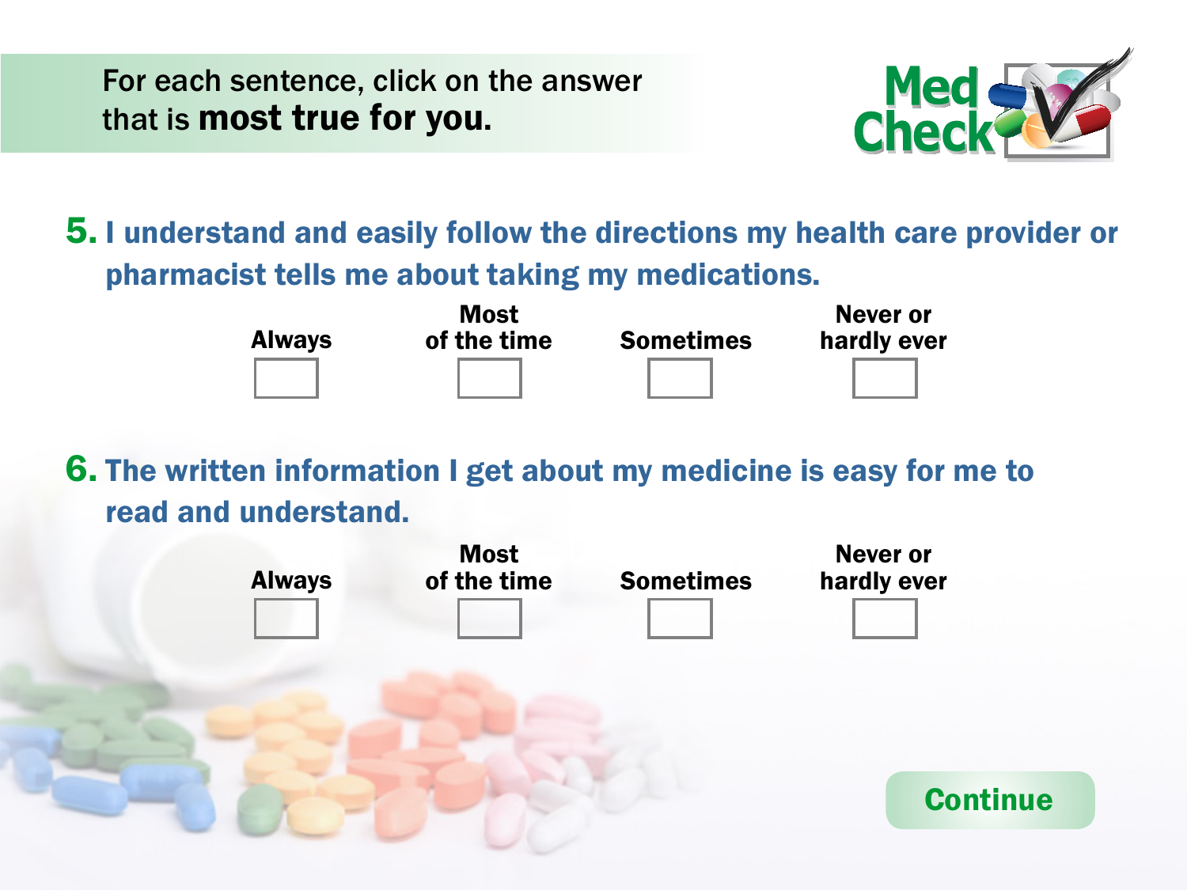For each sentence, click on the answer that is **most true for you.**

Med Check

**5.** **I understand and easily follow the directions my health care provider or pharmacist tells me about taking my medications.**

| Always | Most of the time | Sometimes | Never or hardly ever |
|---|---|---|---|
| ☐ | ☐ | ☐ | ☐ |

**6.** **The written information I get about my medicine is easy for me to read and understand.**

| Always | Most of the time | Sometimes | Never or hardly ever |
|---|---|---|---|
| ☐ | ☐ | ☐ | ☐ |

**Continue**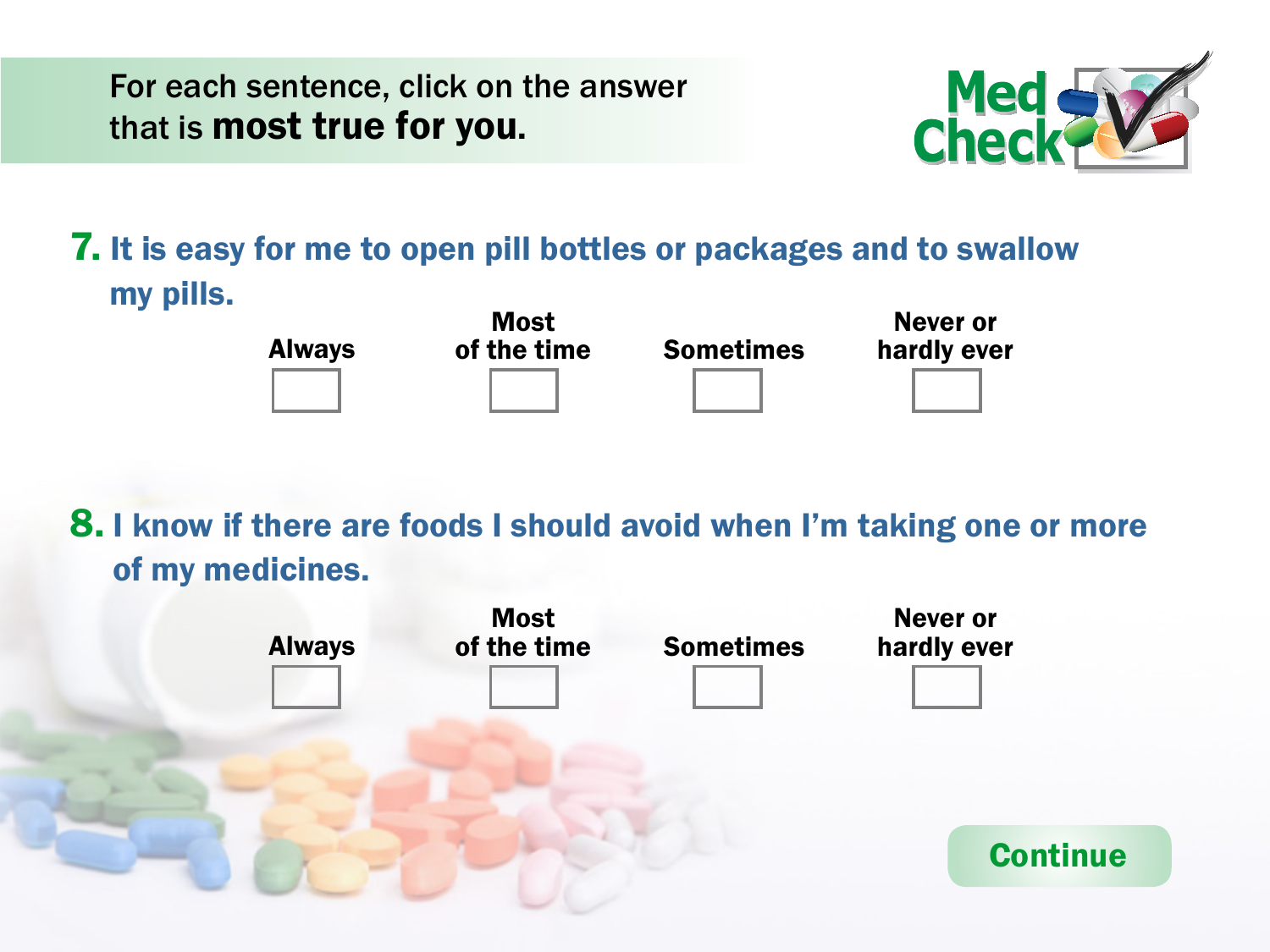For each sentence, click on the answer that is **most true for you.**

Med Check

**7. It is easy for me to open pill bottles or packages and to swallow my pills.**

| Always | Most of the time | Sometimes | Never or hardly ever |
|---|---|---|---|
| ☐ | ☐ | ☐ | ☐ |

**8. I know if there are foods I should avoid when I'm taking one or more of my medicines.**

| Always | Most of the time | Sometimes | Never or hardly ever |
|---|---|---|---|
| ☐ | ☐ | ☐ | ☐ |

Continue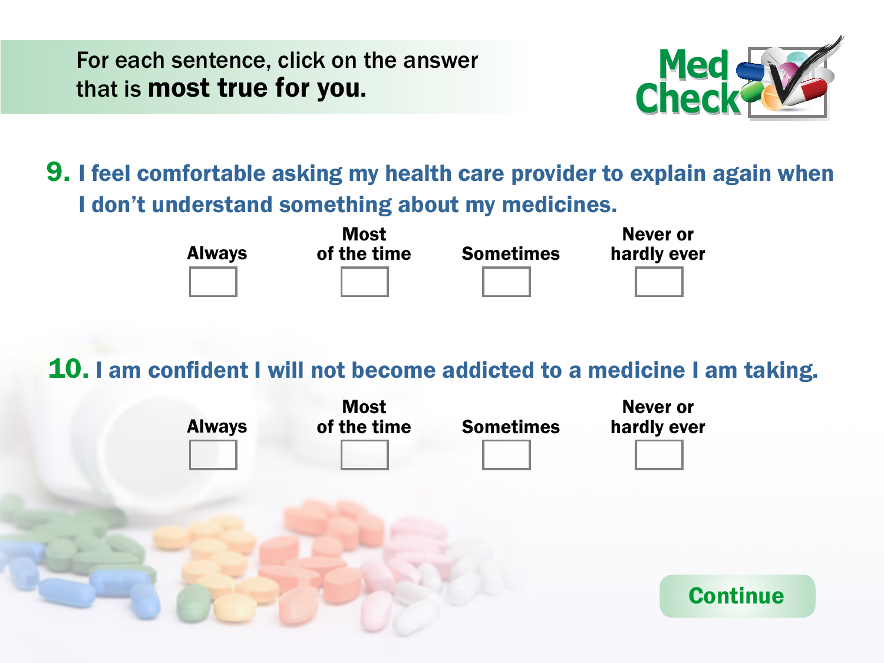For each sentence, click on the answer that is **most true for you.**

Med Check

**9. I feel comfortable asking my health care provider to explain again when I don't understand something about my medicines.**

| Always | Most of the time | Sometimes | Never or hardly ever |
|---|---|---|---|
| ☐ | ☐ | ☐ | ☐ |

**10. I am confident I will not become addicted to a medicine I am taking.**

| Always | Most of the time | Sometimes | Never or hardly ever |
|---|---|---|---|
| ☐ | ☐ | ☐ | ☐ |

Continue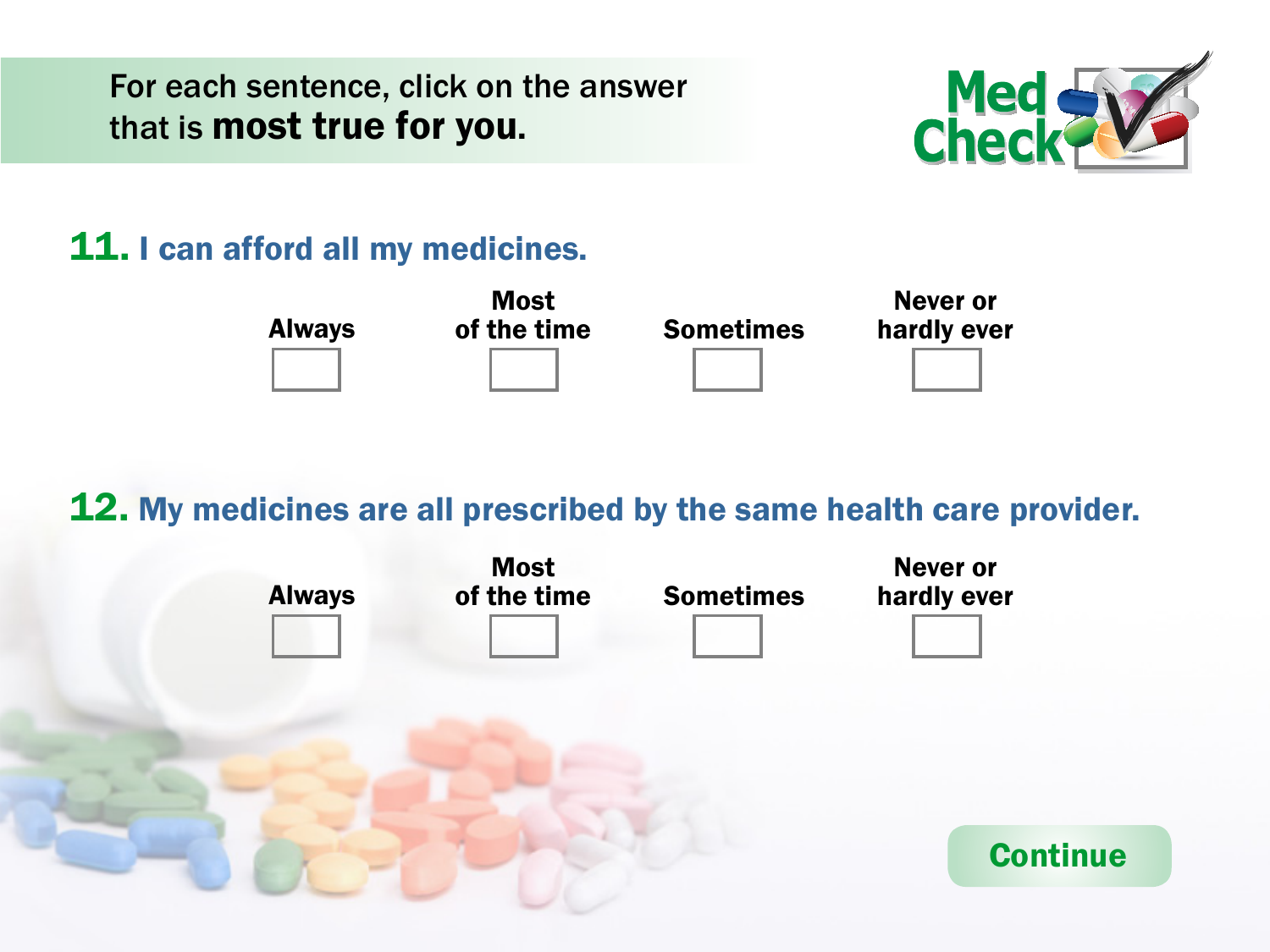For each sentence, click on the answer that is **most true for you.**

Med Check

**11.** **I can afford all my medicines.**

| Always | Most of the time | Sometimes | Never or hardly ever |
|---|---|---|---|
| ☐ | ☐ | ☐ | ☐ |

**12.** **My medicines are all prescribed by the same health care provider.**

| Always | Most of the time | Sometimes | Never or hardly ever |
|---|---|---|---|
| ☐ | ☐ | ☐ | ☐ |

Continue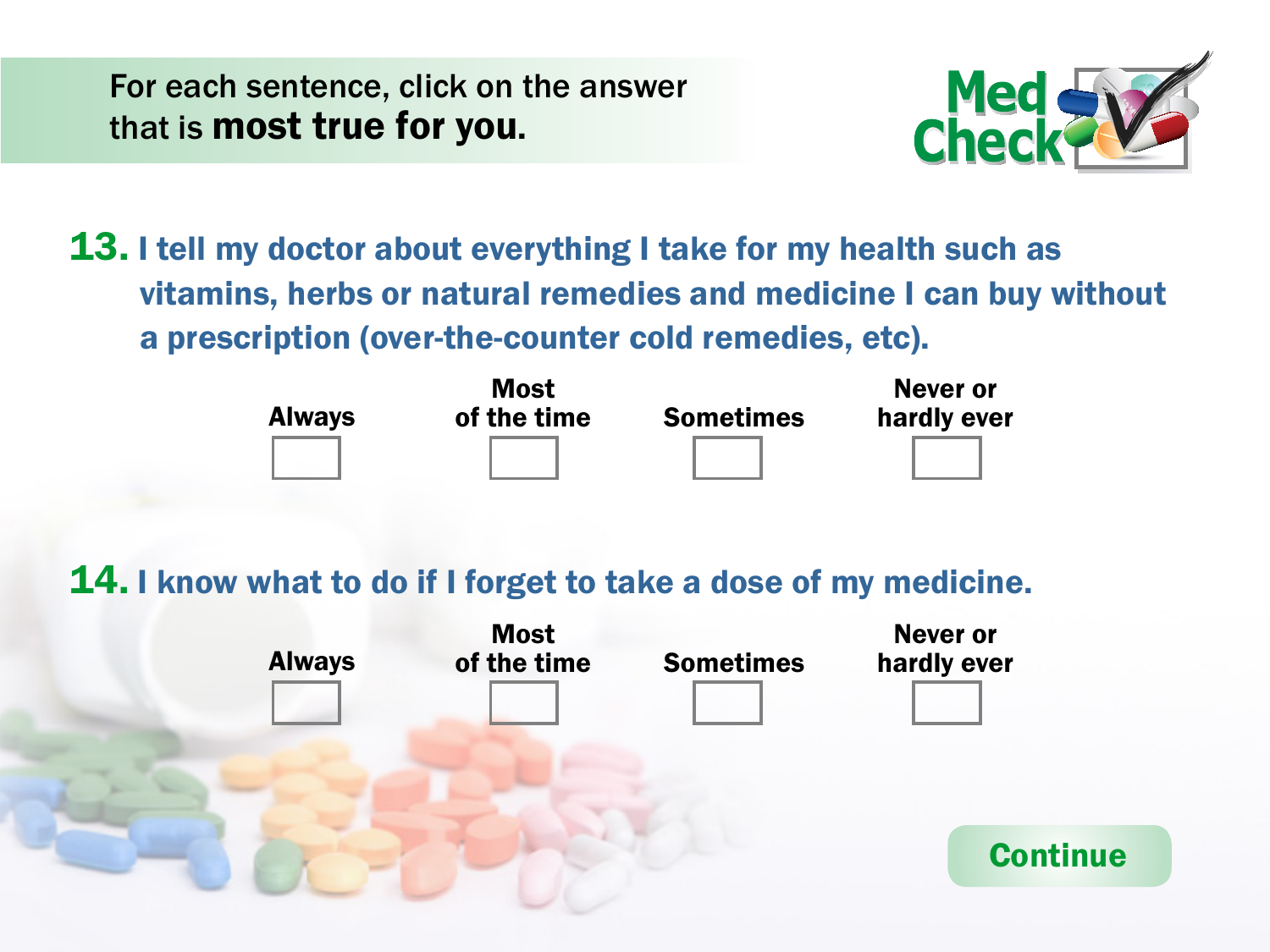For each sentence, click on the answer that is **most true for you.**

**13.** I tell my doctor about everything I take for my health such as vitamins, herbs or natural remedies and medicine I can buy without a prescription (over-the-counter cold remedies, etc).

| Always | Most of the time | Sometimes | Never or hardly ever |
|---|---|---|---|
| ☐ | ☐ | ☐ | ☐ |

**14.** I know what to do if I forget to take a dose of my medicine.

| Always | Most of the time | Sometimes | Never or hardly ever |
|---|---|---|---|
| ☐ | ☐ | ☐ | ☐ |

Continue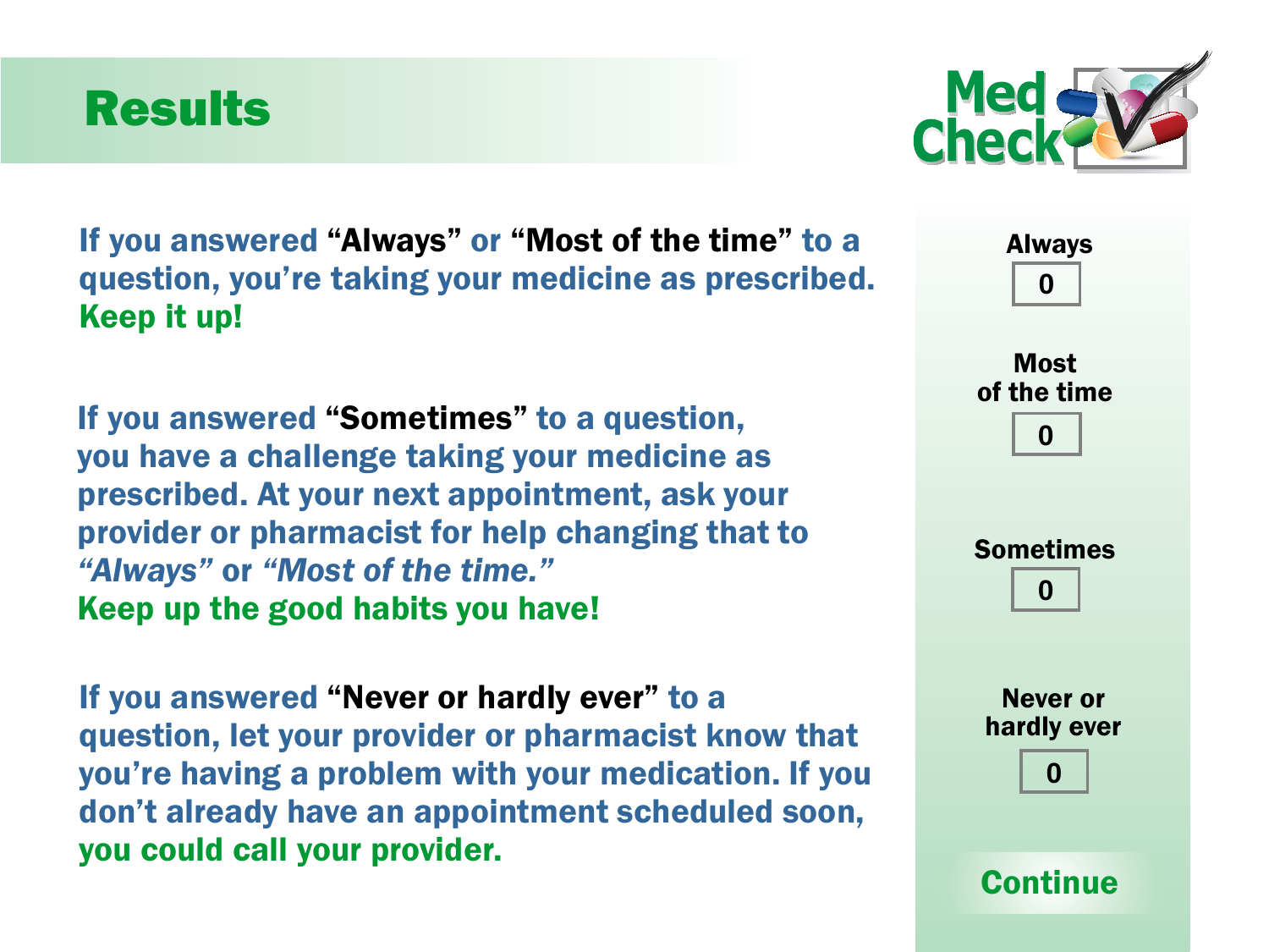# Results

Med Check

If you answered **"Always"** or **"Most of the time"** to a question, you're taking your medicine as prescribed. **Keep it up!**

If you answered **"Sometimes"** to a question, you have a challenge taking your medicine as prescribed. At your next appointment, ask your provider or pharmacist for help changing that to *"Always"* or *"Most of the time."*
**Keep up the good habits you have!**

If you answered **"Never or hardly ever"** to a question, let your provider or pharmacist know that you're having a problem with your medication. If you don't already have an appointment scheduled soon, **you could call your provider.**

**Always**
0

**Most of the time**
0

**Sometimes**
0

**Never or hardly ever**
0

**Continue**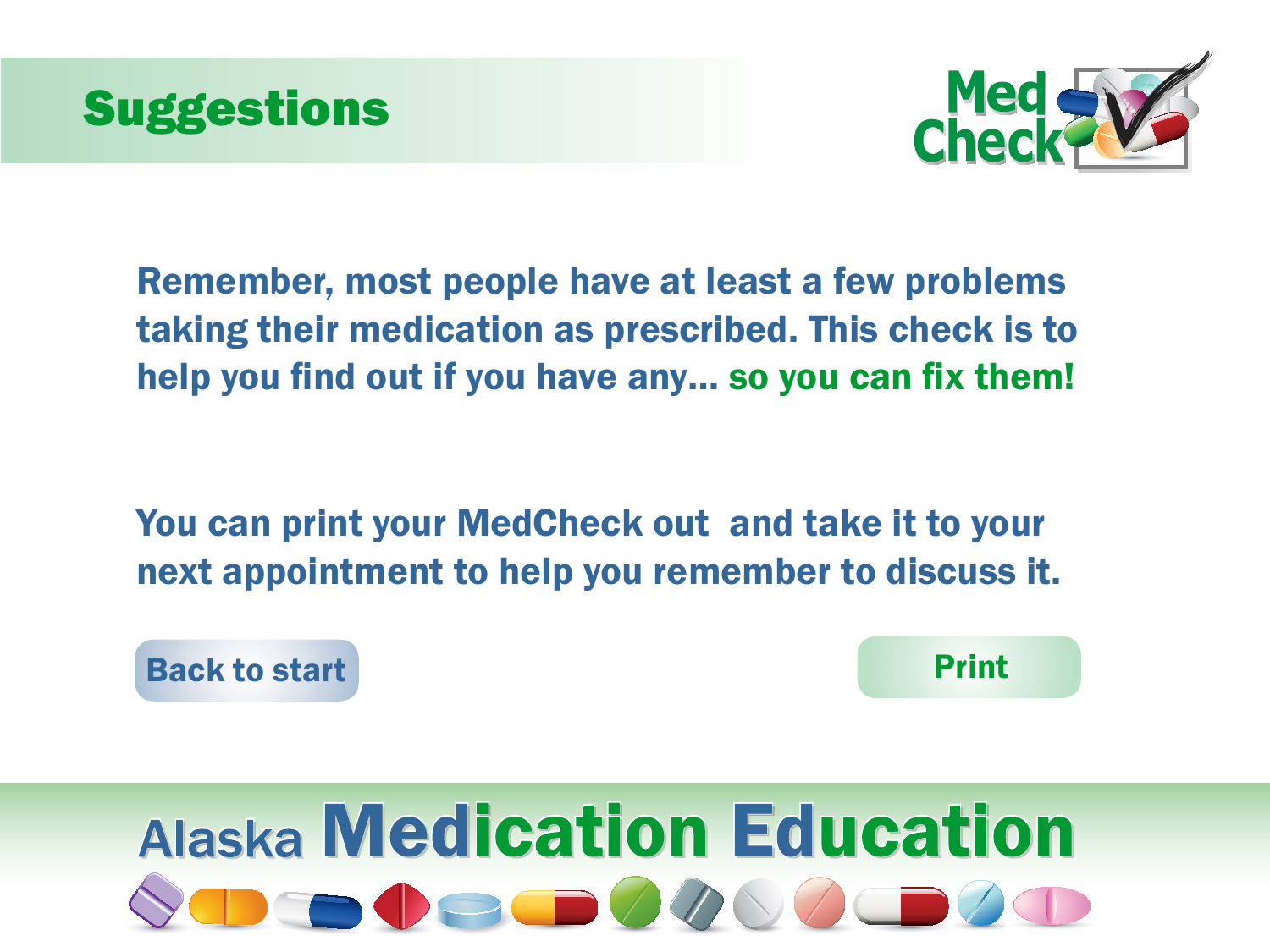# Suggestions

Med Check

Remember, most people have at least a few problems taking their medication as prescribed. This check is to help you find out if you have any... so you can fix them!

You can print your MedCheck out and take it to your next appointment to help you remember to discuss it.

Back to start

Print

Alaska Medication Education